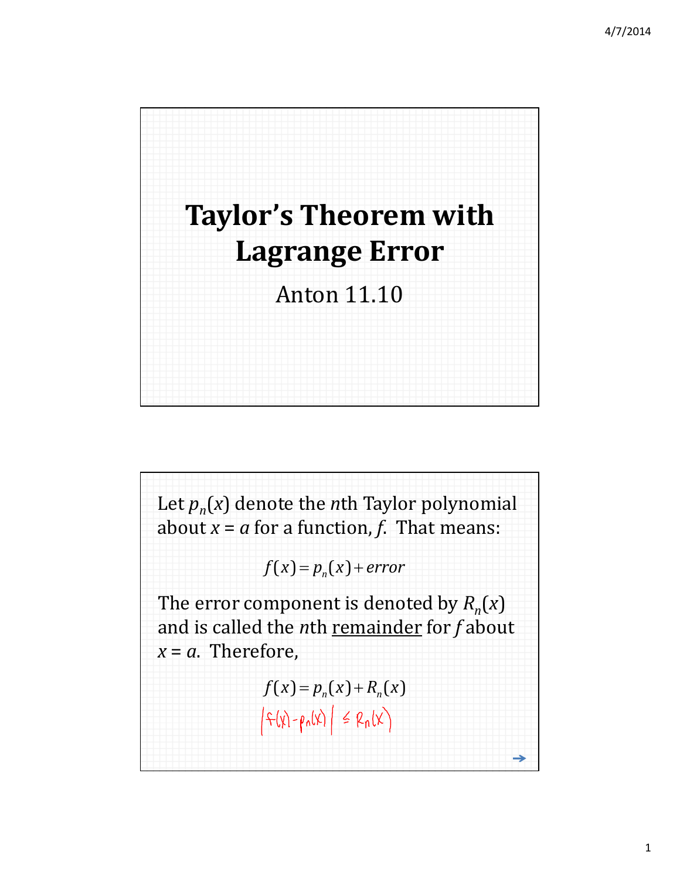# Taylor's Theorem with Lagrange Error

Anton 11.10

Let $p_n(x)$ denote the $n$th Taylor polynomial about $x = a$ for a function, $f$. That means:

$$f(x) = p_n(x) + error$$

The error component is denoted by $R_n(x)$ and is called the $n$th remainder for $f$ about $x = a$. Therefore,

$$f(x) = p_n(x) + R_n(x)$$

$$|f(x) - p_n(x)| \leq R_n(x)$$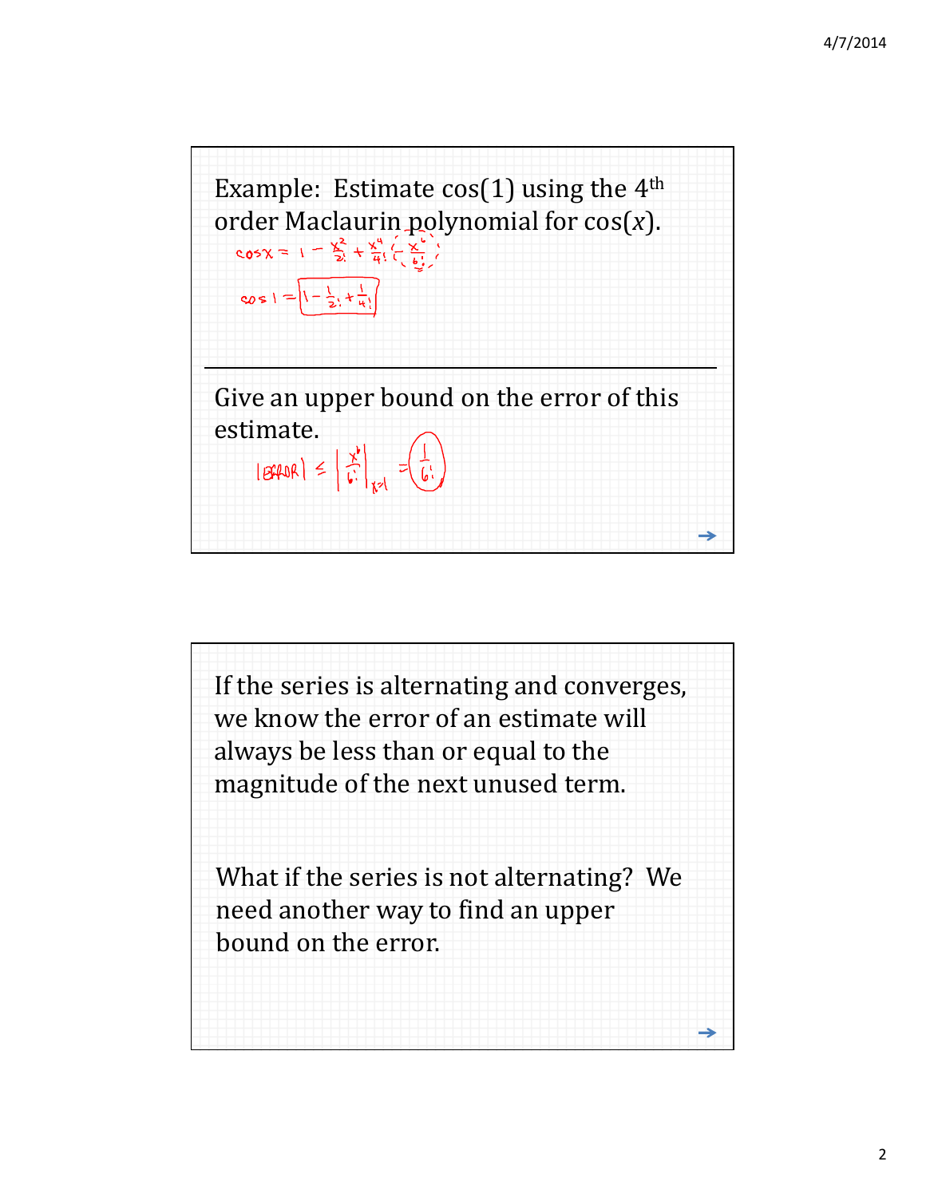Example: Estimate cos(1) using the 4th order Maclaurin polynomial for cos($x$).

$$\cos x = 1 - \frac{x^2}{2!} + \frac{x^4}{4!} \left( - \frac{x^6}{6!} \right)$$

$$\cos 1 = \boxed{1 - \frac{1}{2!} + \frac{1}{4!}}$$

---

Give an upper bound on the error of this estimate.

$$|\text{ERROR}| \le \left| \frac{x^6}{6!} \right|_{x=1} = \frac{1}{6!}$$

If the series is alternating and converges, we know the error of an estimate will always be less than or equal to the magnitude of the next unused term.

What if the series is not alternating? We need another way to find an upper bound on the error.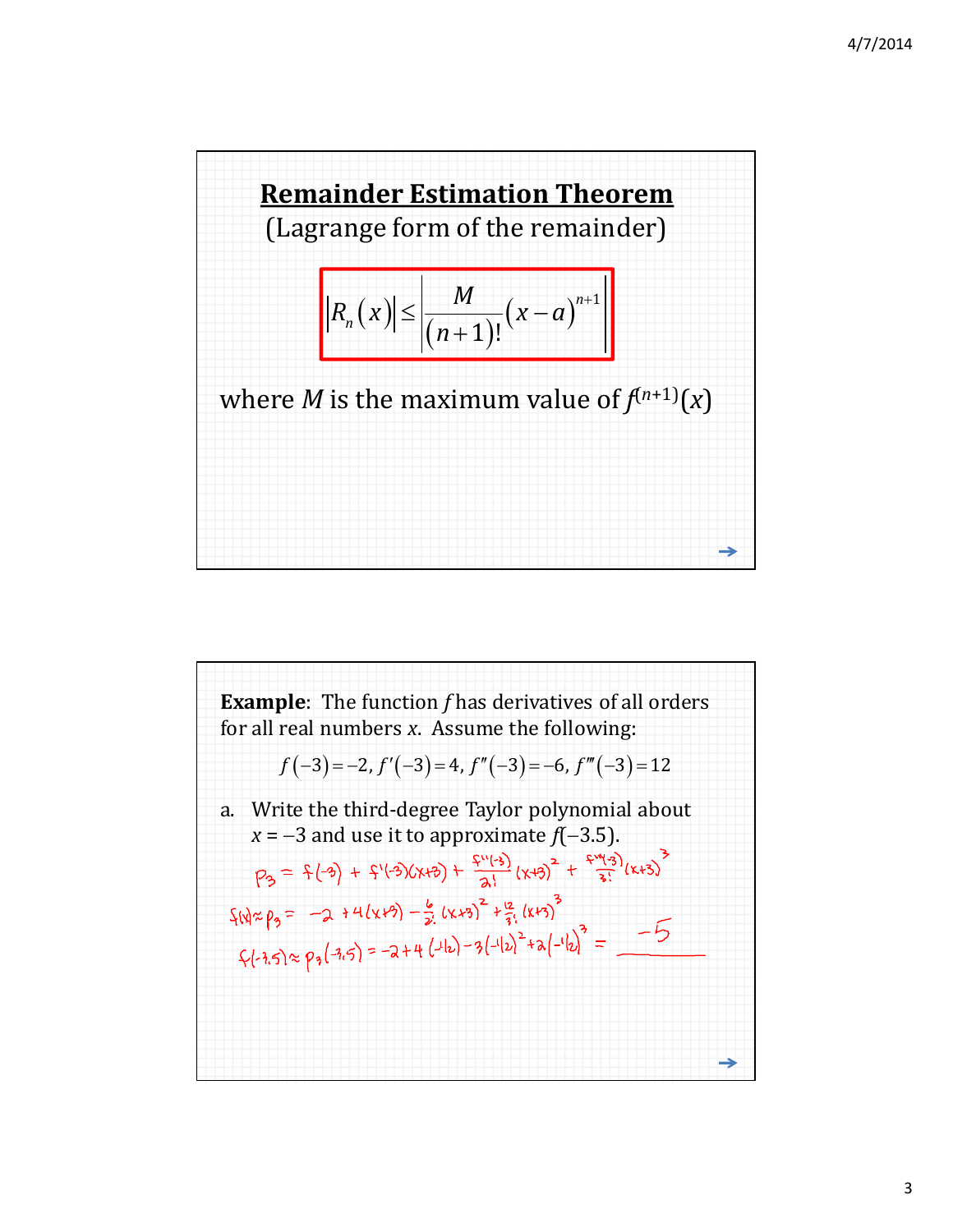## Remainder Estimation Theorem

(Lagrange form of the remainder)

$$|R_n(x)| \le \left| \frac{M}{(n+1)!}(x-a)^{n+1} \right|$$

where $M$ is the maximum value of $f^{(n+1)}(x)$

**Example**: The function $f$ has derivatives of all orders for all real numbers $x$. Assume the following:

$$f(-3) = -2,\ f'(-3) = 4,\ f''(-3) = -6,\ f'''(-3) = 12$$

a. Write the third-degree Taylor polynomial about $x = -3$ and use it to approximate $f(-3.5)$.

$$P_3 = f(-3) + f'(-3)(x+3) + \frac{f''(-3)}{2!}(x+3)^2 + \frac{f'''(-3)}{3!}(x+3)^3$$

$$f(x) \approx P_3 = -2 + 4(x+3) - \frac{6}{2!}(x+3)^2 + \frac{12}{3!}(x+3)^3$$

$$f(-3.5) \approx P_3(-3.5) = -2 + 4(-1/2) - 3(-1/2)^2 + 2(-1/2)^3 = \underline{-5}$$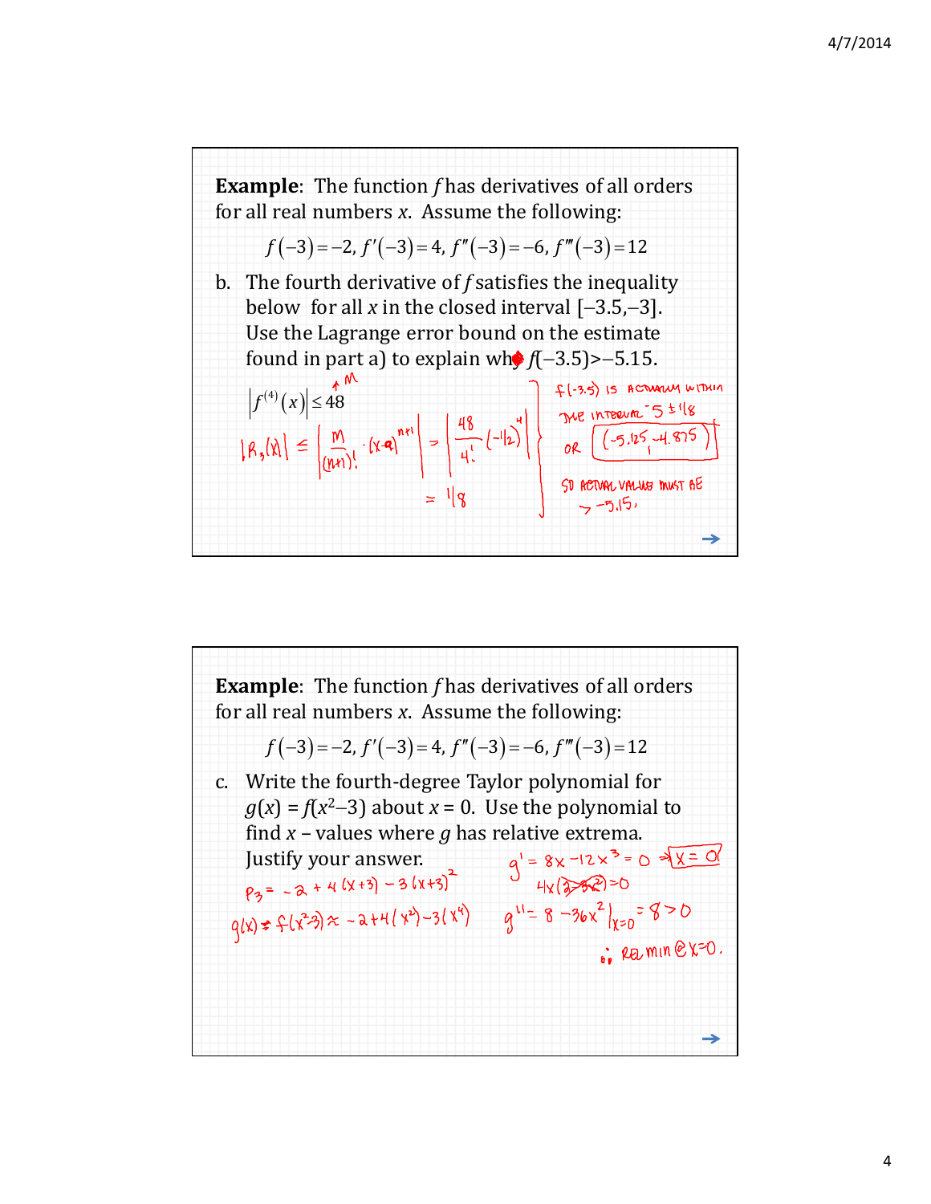**Example**: The function $f$ has derivatives of all orders for all real numbers $x$. Assume the following:

$$f(-3) = -2,\ f'(-3) = 4,\ f''(-3) = -6,\ f'''(-3) = 12$$

b. The fourth derivative of $f$ satisfies the inequality below for all $x$ in the closed interval $[-3.5, -3]$. Use the Lagrange error bound on the estimate found in part a) to explain why $f(-3.5) > -5.15$.

$$\left|f^{(4)}(x)\right| \le 48 \quad \leftarrow M$$

$$|R_3(x)| \le \left|\frac{M}{(n+1)!}\cdot(x-a)^{n+1}\right| = \left|\frac{48}{4!}\left(-\tfrac{1}{2}\right)^4\right| = \tfrac{1}{8}$$

$f(-3.5)$ is actually within the interval $-5 \pm 1/8$ or $(-5.125, -4.875)$

So actual value must be $> -5.15$.

---

**Example**: The function $f$ has derivatives of all orders for all real numbers $x$. Assume the following:

$$f(-3) = -2,\ f'(-3) = 4,\ f''(-3) = -6,\ f'''(-3) = 12$$

c. Write the fourth-degree Taylor polynomial for $g(x) = f(x^2 - 3)$ about $x = 0$. Use the polynomial to find $x$ – values where $g$ has relative extrema. Justify your answer.

$P_3 = -2 + 4(x+3) - 3(x+3)^2$

$g(x) = f(x^2-3) \approx -2 + 4(x^2) - 3(x^4)$

$g' = 8x - 12x^3 = 0 \Rightarrow x = 0$

$4x(2 - 3x^2) = 0$

$g'' = 8 - 36x^2\big|_{x=0} = 8 > 0$

$\therefore$ Rel min @ $x = 0$.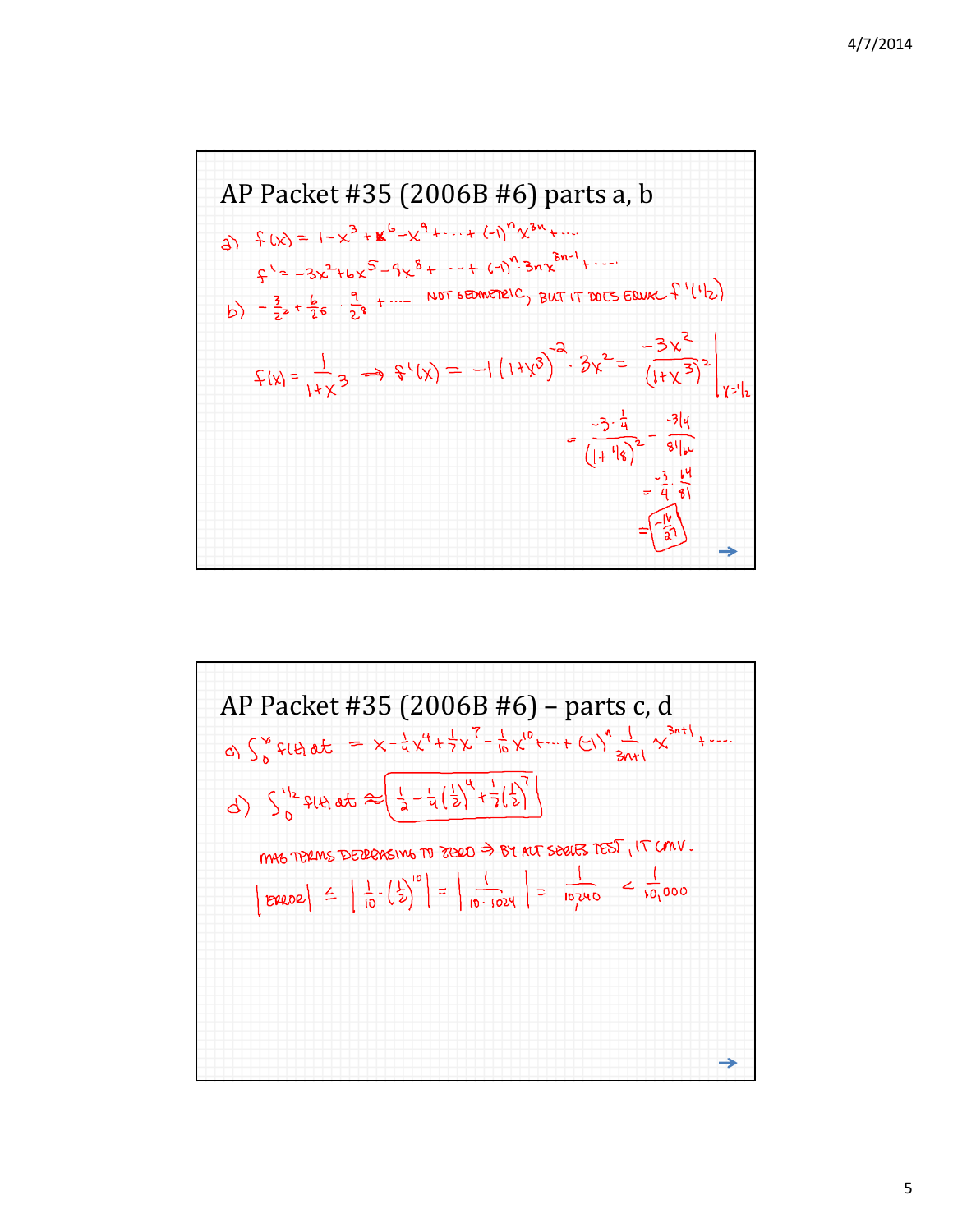## AP Packet #35 (2006B #6) parts a, b

a) $f(x) = 1 - x^3 + x^6 - x^9 + \cdots + (-1)^n x^{3n} + \cdots$

$f' = -3x^2 + 6x^5 - 9x^8 + \cdots + (-1)^n \cdot 3n x^{3n-1} + \cdots$

b) $-\frac{3}{2^2} + \frac{6}{2^5} - \frac{9}{2^8} + \cdots$ NOT GEOMETRIC, BUT IT DOES EQUAL $f'(1/2)$

$$f(x) = \frac{1}{1+x^3} \Rightarrow f'(x) = -1(1+x^3)^{-2} \cdot 3x^2 = \frac{-3x^2}{(1+x^3)^2}\Bigg|_{x=1/2}$$

$$= \frac{-3 \cdot \frac{1}{4}}{(1+1/8)^2} = \frac{-3/4}{81/64}$$

$$= \frac{-3}{4} \cdot \frac{64}{81}$$

$$= \boxed{\frac{-16}{27}}$$

## AP Packet #35 (2006B #6) – parts c, d

c) $\int_0^x f(t)\,dt = x - \frac{1}{4}x^4 + \frac{1}{7}x^7 - \frac{1}{10}x^{10} + \cdots + (-1)^n \frac{1}{3n+1} x^{3n+1} + \cdots$

d) $\int_0^{1/2} f(t)\,dt \approx \boxed{\frac{1}{2} - \frac{1}{4}\left(\frac{1}{2}\right)^4 + \frac{1}{7}\left(\frac{1}{2}\right)^7}$

MAG TERMS DECREASING TO ZERO $\Rightarrow$ BY ALT SERIES TEST, IT CONV.

$$|\text{ERROR}| \le \left|\frac{1}{10} \cdot \left(\frac{1}{2}\right)^{10}\right| = \left|\frac{1}{10 \cdot 1024}\right| = \frac{1}{10{,}240} < \frac{1}{10{,}000}$$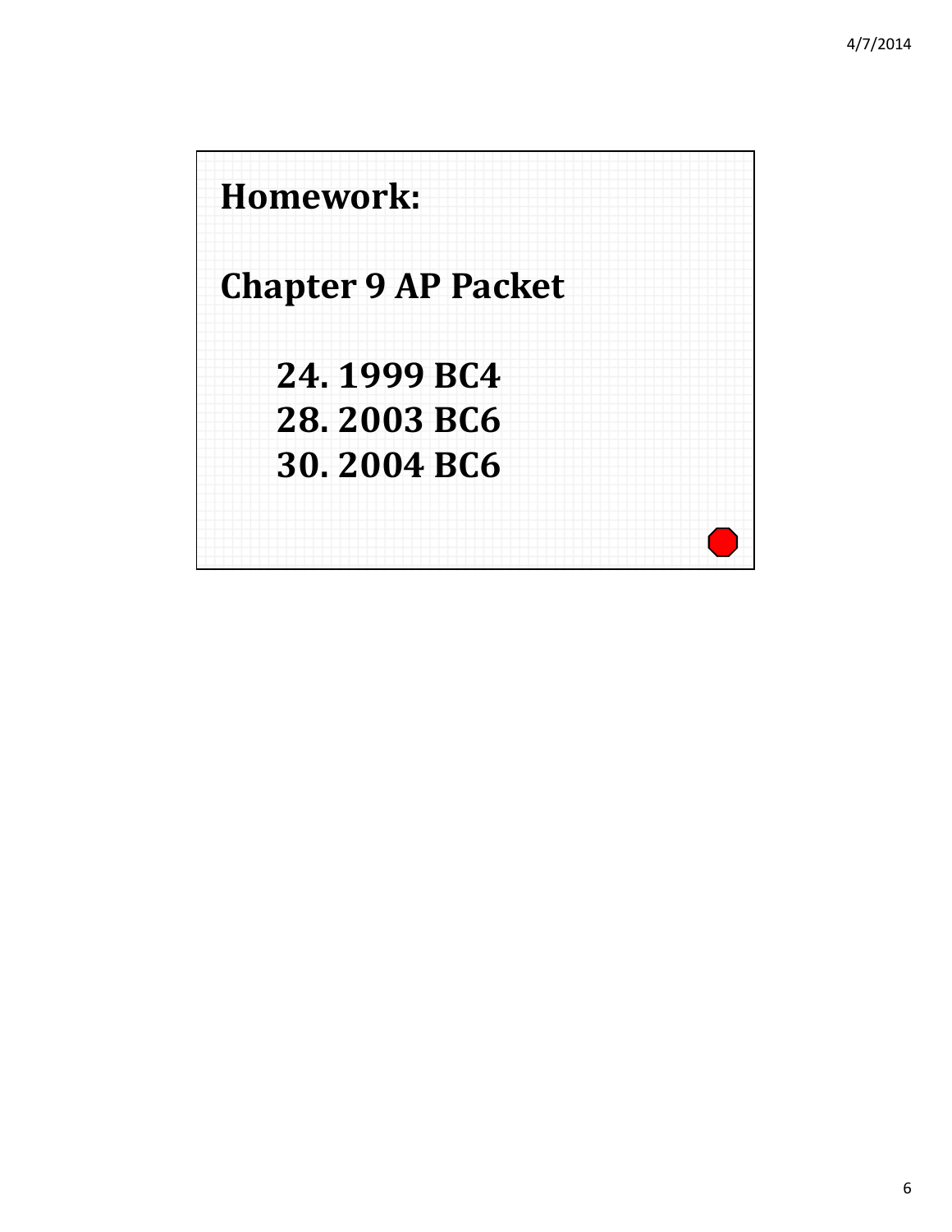**Homework:**

**Chapter 9 AP Packet**

**24. 1999 BC4**
**28. 2003 BC6**
**30. 2004 BC6**